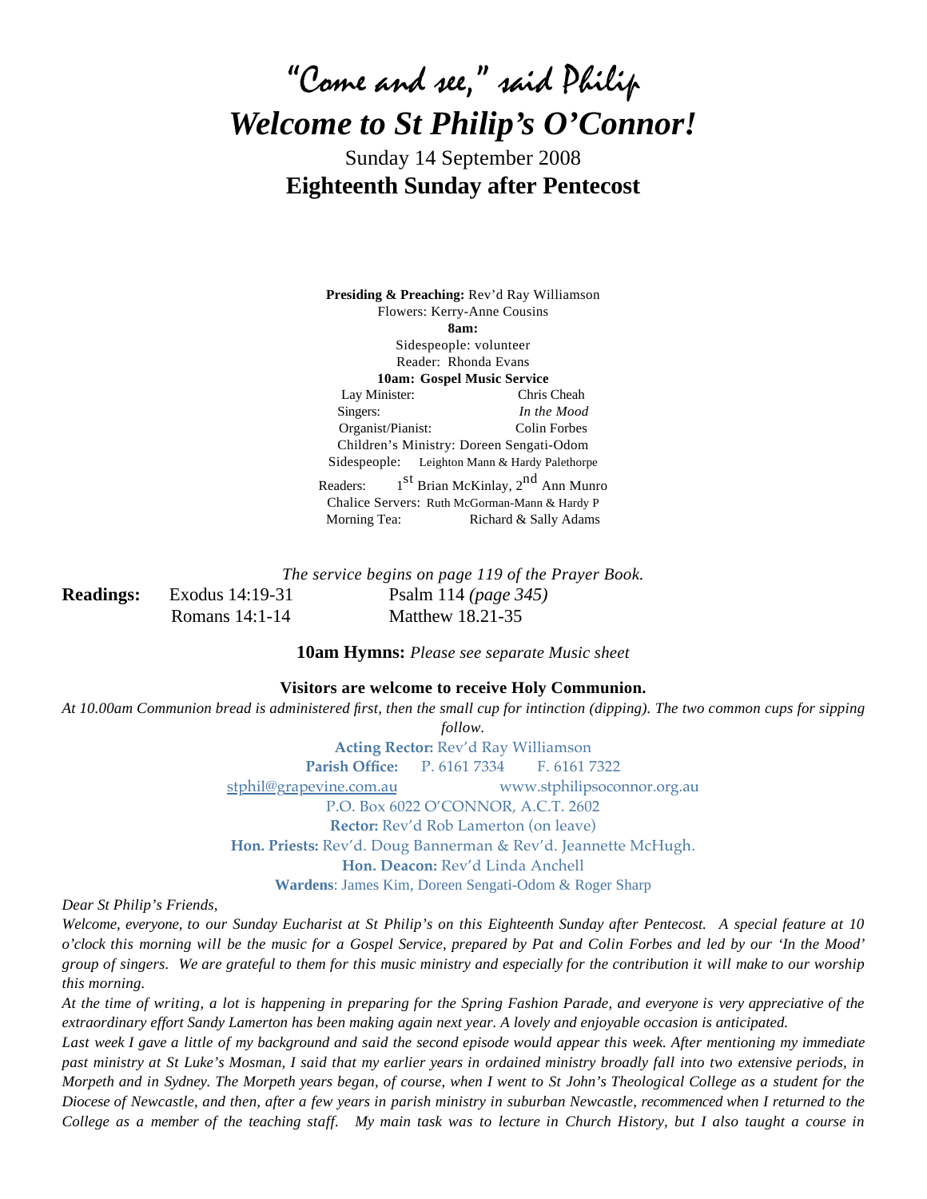# "Come and see," said Philip

# *Welcome to St Philip's O'Connor!*

Sunday 14 September 2008

## Eighteenth Sunday after Pentecost

**Presiding & Preaching:** Rev'd Ray Williamson
Flowers: Kerry-Anne Cousins

**8am:**
Sidespeople: volunteer
Reader: Rhonda Evans

**10am: Gospel Music Service**

| | |
|---|---|
| Lay Minister: | Chris Cheah |
| Singers: | *In the Mood* |
| Organist/Pianist: | Colin Forbes |

Children's Ministry: Doreen Sengati-Odom
Sidespeople: Leighton Mann & Hardy Palethorpe
Readers: 1st Brian McKinlay, 2nd Ann Munro
Chalice Servers: Ruth McGorman-Mann & Hardy P
Morning Tea: Richard & Sally Adams

*The service begins on page 119 of the Prayer Book.*

| **Readings:** | Exodus 14:19-31 | Psalm 114 *(page 345)* |
|---|---|---|
| | Romans 14:1-14 | Matthew 18.21-35 |

**10am Hymns:** *Please see separate Music sheet*

**Visitors are welcome to receive Holy Communion.**

*At 10.00am Communion bread is administered first, then the small cup for intinction (dipping). The two common cups for sipping follow.*

**Acting Rector:** Rev'd Ray Williamson
**Parish Office:** P. 6161 7334 F. 6161 7322
stphil@grapevine.com.au www.stphilipsoconnor.org.au
P.O. Box 6022 O'CONNOR, A.C.T. 2602
**Rector:** Rev'd Rob Lamerton (on leave)
**Hon. Priests:** Rev'd. Doug Bannerman & Rev'd. Jeannette McHugh.
**Hon. Deacon:** Rev'd Linda Anchell
**Wardens**: James Kim, Doreen Sengati-Odom & Roger Sharp

*Dear St Philip's Friends,*

*Welcome, everyone, to our Sunday Eucharist at St Philip's on this Eighteenth Sunday after Pentecost. A special feature at 10 o'clock this morning will be the music for a Gospel Service, prepared by Pat and Colin Forbes and led by our 'In the Mood' group of singers. We are grateful to them for this music ministry and especially for the contribution it will make to our worship this morning.*

*At the time of writing, a lot is happening in preparing for the Spring Fashion Parade, and everyone is very appreciative of the extraordinary effort Sandy Lamerton has been making again next year. A lovely and enjoyable occasion is anticipated.*

*Last week I gave a little of my background and said the second episode would appear this week. After mentioning my immediate past ministry at St Luke's Mosman, I said that my earlier years in ordained ministry broadly fall into two extensive periods, in Morpeth and in Sydney. The Morpeth years began, of course, when I went to St John's Theological College as a student for the Diocese of Newcastle, and then, after a few years in parish ministry in suburban Newcastle, recommenced when I returned to the College as a member of the teaching staff. My main task was to lecture in Church History, but I also taught a course in*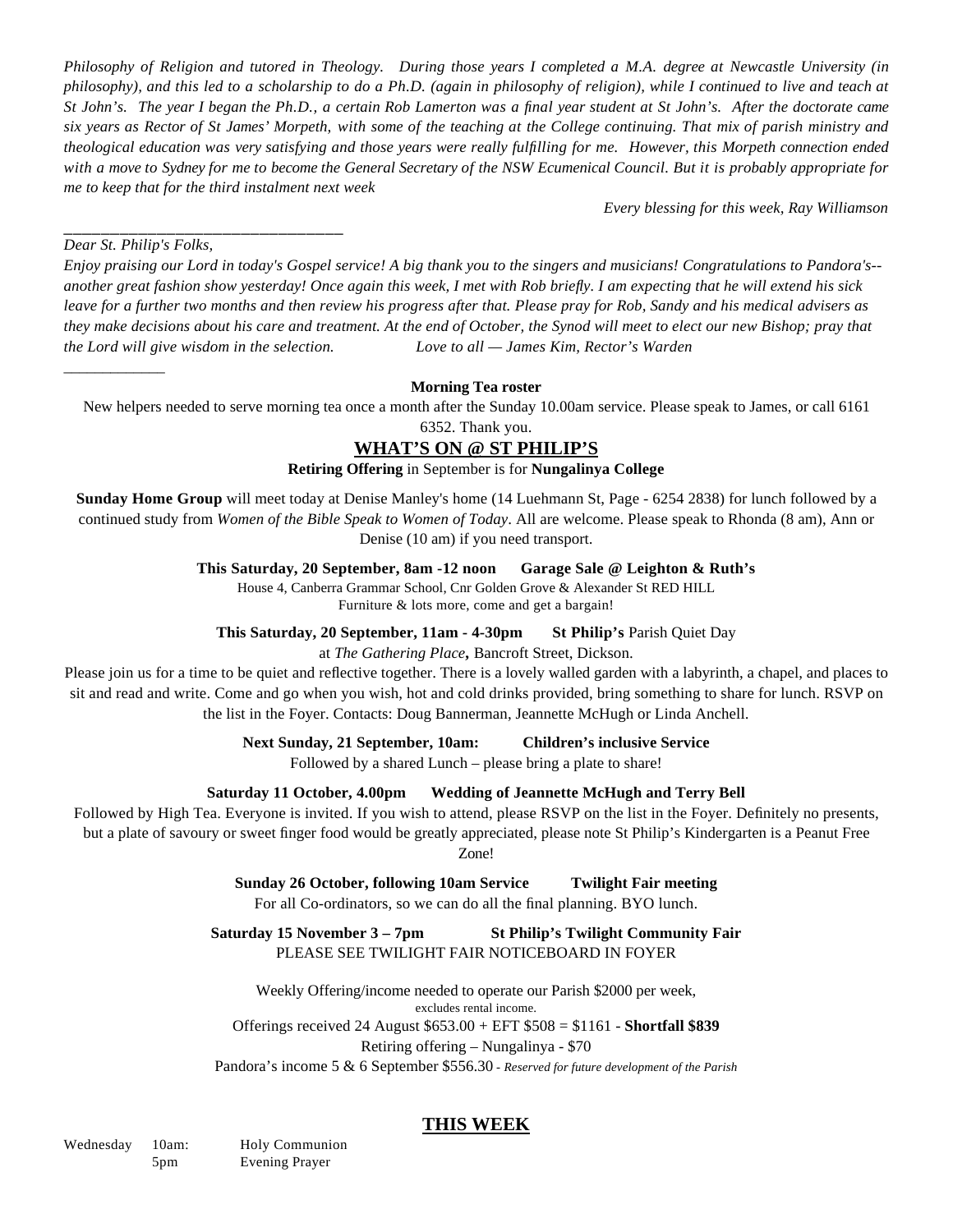*Philosophy of Religion and tutored in Theology. During those years I completed a M.A. degree at Newcastle University (in philosophy), and this led to a scholarship to do a Ph.D. (again in philosophy of religion), while I continued to live and teach at St John's. The year I began the Ph.D., a certain Rob Lamerton was a final year student at St John's. After the doctorate came six years as Rector of St James' Morpeth, with some of the teaching at the College continuing. That mix of parish ministry and theological education was very satisfying and those years were really fulfilling for me. However, this Morpeth connection ended with a move to Sydney for me to become the General Secretary of the NSW Ecumenical Council. But it is probably appropriate for me to keep that for the third instalment next week*

*Every blessing for this week, Ray Williamson*

---

*Dear St. Philip's Folks,*

*Enjoy praising our Lord in today's Gospel service! A big thank you to the singers and musicians! Congratulations to Pandora's--another great fashion show yesterday! Once again this week, I met with Rob briefly. I am expecting that he will extend his sick leave for a further two months and then review his progress after that. Please pray for Rob, Sandy and his medical advisers as they make decisions about his care and treatment. At the end of October, the Synod will meet to elect our new Bishop; pray that the Lord will give wisdom in the selection. Love to all — James Kim, Rector's Warden*

---

**Morning Tea roster**

New helpers needed to serve morning tea once a month after the Sunday 10.00am service. Please speak to James, or call 6161 6352. Thank you.

## WHAT'S ON @ ST PHILIP'S

**Retiring Offering** in September is for **Nungalinya College**

**Sunday Home Group** will meet today at Denise Manley's home (14 Luehmann St, Page - 6254 2838) for lunch followed by a continued study from *Women of the Bible Speak to Women of Today*. All are welcome. Please speak to Rhonda (8 am), Ann or Denise (10 am) if you need transport.

**This Saturday, 20 September, 8am -12 noon Garage Sale @ Leighton & Ruth's**

House 4, Canberra Grammar School, Cnr Golden Grove & Alexander St RED HILL
Furniture & lots more, come and get a bargain!

**This Saturday, 20 September, 11am - 4-30pm St Philip's** Parish Quiet Day

at *The Gathering Place***,** Bancroft Street, Dickson.

Please join us for a time to be quiet and reflective together. There is a lovely walled garden with a labyrinth, a chapel, and places to sit and read and write. Come and go when you wish, hot and cold drinks provided, bring something to share for lunch. RSVP on the list in the Foyer. Contacts: Doug Bannerman, Jeannette McHugh or Linda Anchell.

**Next Sunday, 21 September, 10am: Children's inclusive Service**

Followed by a shared Lunch – please bring a plate to share!

**Saturday 11 October, 4.00pm Wedding of Jeannette McHugh and Terry Bell**

Followed by High Tea. Everyone is invited. If you wish to attend, please RSVP on the list in the Foyer. Definitely no presents, but a plate of savoury or sweet finger food would be greatly appreciated, please note St Philip's Kindergarten is a Peanut Free Zone!

**Sunday 26 October, following 10am Service Twilight Fair meeting**

For all Co-ordinators, so we can do all the final planning. BYO lunch.

**Saturday 15 November 3 – 7pm St Philip's Twilight Community Fair**

PLEASE SEE TWILIGHT FAIR NOTICEBOARD IN FOYER

Weekly Offering/income needed to operate our Parish $2000 per week,
excludes rental income.

Offerings received 24 August $653.00 + EFT $508 = $1161 - **Shortfall $839**

Retiring offering – Nungalinya - $70

Pandora's income 5 & 6 September $556.30 - *Reserved for future development of the Parish*

## THIS WEEK

| | | |
|---|---|---|
| Wednesday | 10am: | Holy Communion |
| | 5pm | Evening Prayer |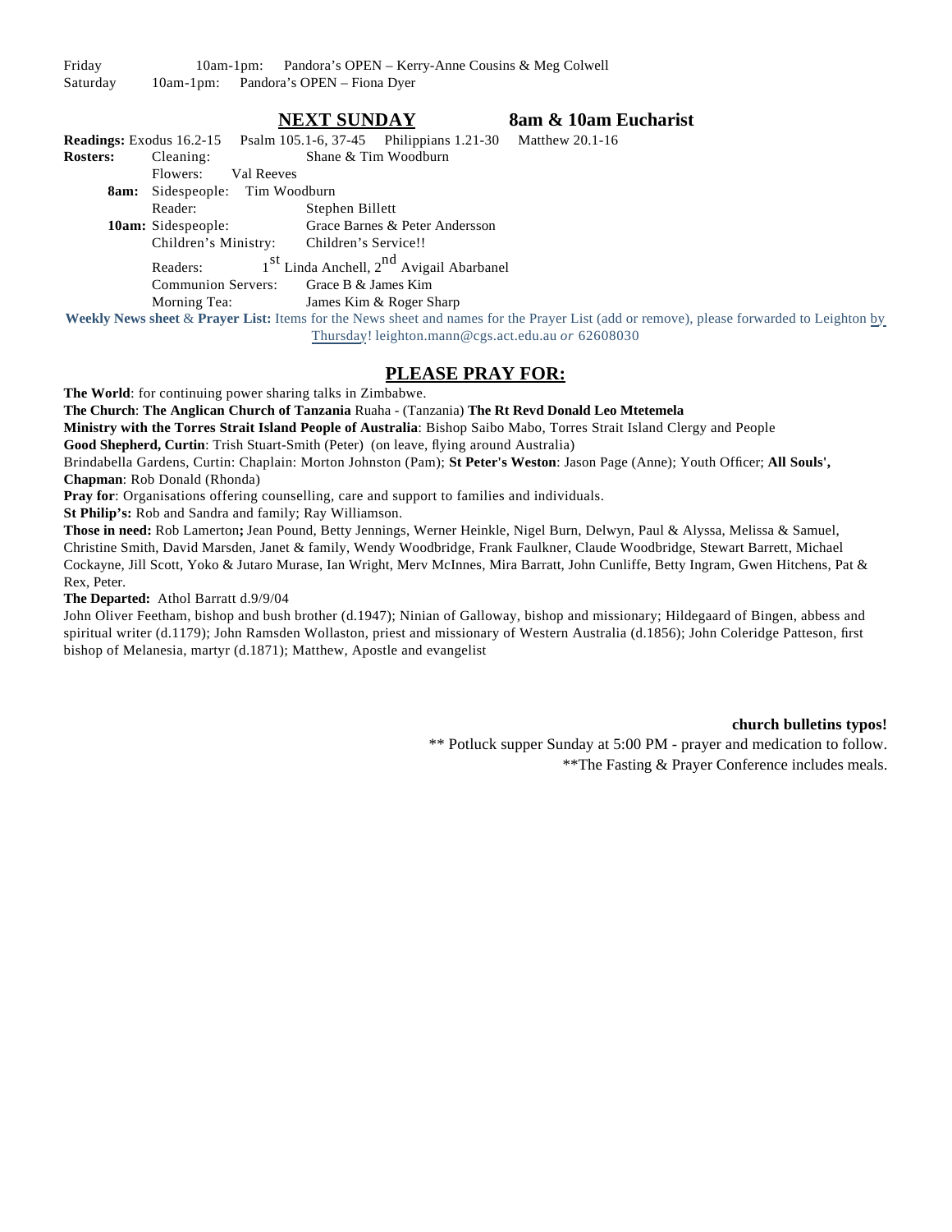Friday 10am-1pm: Pandora's OPEN – Kerry-Anne Cousins & Meg Colwell
Saturday 10am-1pm: Pandora's OPEN – Fiona Dyer

## NEXT SUNDAY 8am & 10am Eucharist

**Readings:** Exodus 16.2-15 Psalm 105.1-6, 37-45 Philippians 1.21-30 Matthew 20.1-16

**Rosters:** Cleaning: Shane & Tim Woodburn
Flowers: Val Reeves

**8am:** Sidespeople: Tim Woodburn
Reader: Stephen Billett

**10am:** Sidespeople: Grace Barnes & Peter Andersson
Children's Ministry: Children's Service!!
Readers: 1st Linda Anchell, 2nd Avigail Abarbanel
Communion Servers: Grace B & James Kim
Morning Tea: James Kim & Roger Sharp

**Weekly News sheet** & **Prayer List:** Items for the News sheet and names for the Prayer List (add or remove), please forwarded to Leighton by Thursday! leighton.mann@cgs.act.edu.au *or* 62608030

## PLEASE PRAY FOR:

**The World**: for continuing power sharing talks in Zimbabwe.
**The Church**: **The Anglican Church of Tanzania** Ruaha - (Tanzania) **The Rt Revd Donald Leo Mtetemela**
**Ministry with the Torres Strait Island People of Australia**: Bishop Saibo Mabo, Torres Strait Island Clergy and People
**Good Shepherd, Curtin**: Trish Stuart-Smith (Peter) (on leave, flying around Australia)
Brindabella Gardens, Curtin: Chaplain: Morton Johnston (Pam); **St Peter's Weston**: Jason Page (Anne); Youth Officer; **All Souls', Chapman**: Rob Donald (Rhonda)
**Pray for**: Organisations offering counselling, care and support to families and individuals.
**St Philip's:** Rob and Sandra and family; Ray Williamson.
**Those in need:** Rob Lamerton**;** Jean Pound, Betty Jennings, Werner Heinkle, Nigel Burn, Delwyn, Paul & Alyssa, Melissa & Samuel, Christine Smith, David Marsden, Janet & family, Wendy Woodbridge, Frank Faulkner, Claude Woodbridge, Stewart Barrett, Michael Cockayne, Jill Scott, Yoko & Jutaro Murase, Ian Wright, Merv McInnes, Mira Barratt, John Cunliffe, Betty Ingram, Gwen Hitchens, Pat & Rex, Peter.
**The Departed:** Athol Barratt d.9/9/04
John Oliver Feetham, bishop and bush brother (d.1947); Ninian of Galloway, bishop and missionary; Hildegaard of Bingen, abbess and spiritual writer (d.1179); John Ramsden Wollaston, priest and missionary of Western Australia (d.1856); John Coleridge Patteson, first bishop of Melanesia, martyr (d.1871); Matthew, Apostle and evangelist

**church bulletins typos!**
** Potluck supper Sunday at 5:00 PM - prayer and medication to follow.
**The Fasting & Prayer Conference includes meals.